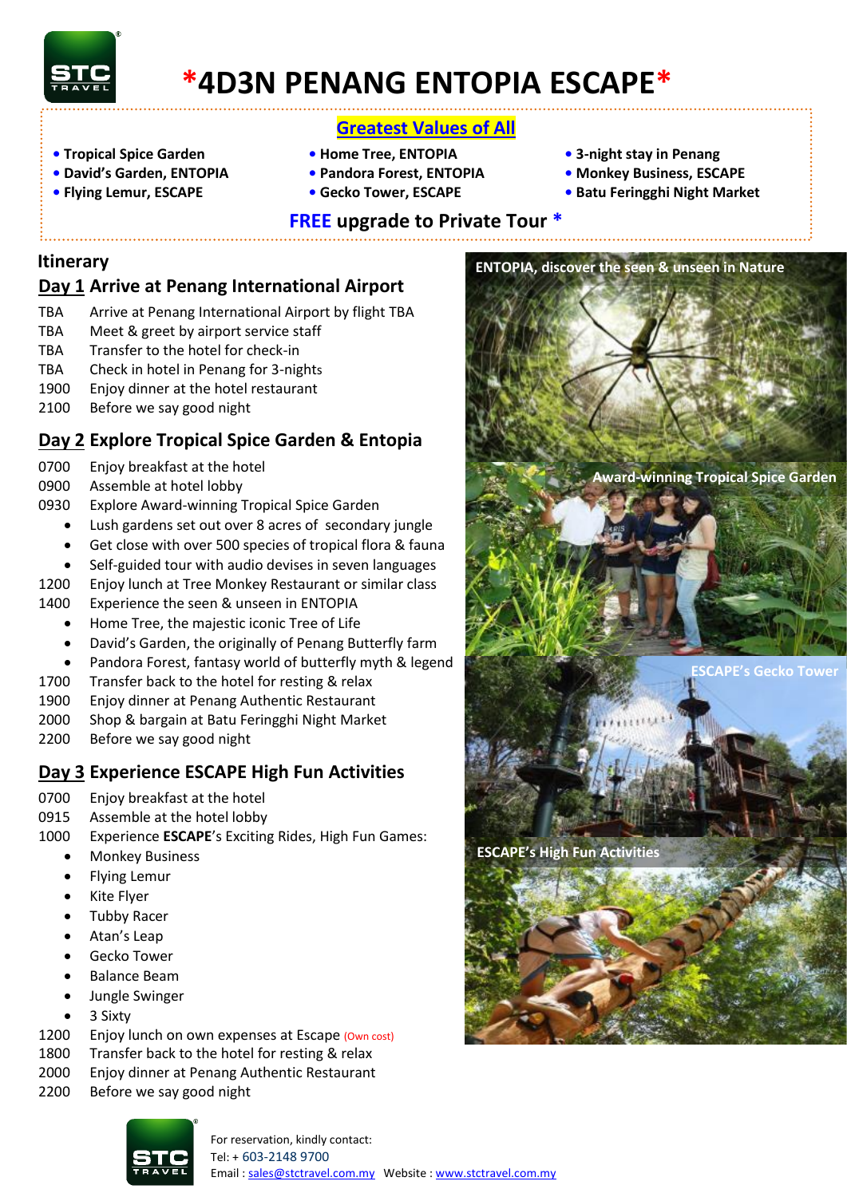# *4D3N PENANG ENTOPIA ESCAPE*

**Greatest Values of All**

- **Tropical Spice Garden**
- **David's Garden, ENTOPIA**
- **Flying Lemur, ESCAPE**
- **Home Tree, ENTOPIA**
- **Pandora Forest, ENTOPIA**
- **Gecko Tower, ESCAPE**
- **3-night stay in Penang**
- **Monkey Business, ESCAPE**
- **Batu Feringghi Night Market**

**FREE upgrade to Private Tour ***

## Itinerary

### Day 1 Arrive at Penang International Airport

TBA Arrive at Penang International Airport by flight TBA
TBA Meet & greet by airport service staff
TBA Transfer to the hotel for check-in
TBA Check in hotel in Penang for 3-nights
1900 Enjoy dinner at the hotel restaurant
2100 Before we say good night

### Day 2 Explore Tropical Spice Garden & Entopia

0700 Enjoy breakfast at the hotel
0900 Assemble at hotel lobby
0930 Explore Award-winning Tropical Spice Garden

- Lush gardens set out over 8 acres of secondary jungle
- Get close with over 500 species of tropical flora & fauna
- Self-guided tour with audio devises in seven languages

1200 Enjoy lunch at Tree Monkey Restaurant or similar class
1400 Experience the seen & unseen in ENTOPIA

- Home Tree, the majestic iconic Tree of Life
- David's Garden, the originally of Penang Butterfly farm
- Pandora Forest, fantasy world of butterfly myth & legend

1700 Transfer back to the hotel for resting & relax
1900 Enjoy dinner at Penang Authentic Restaurant
2000 Shop & bargain at Batu Feringghi Night Market
2200 Before we say good night

### Day 3 Experience ESCAPE High Fun Activities

0700 Enjoy breakfast at the hotel
0915 Assemble at the hotel lobby
1000 Experience **ESCAPE**'s Exciting Rides, High Fun Games:

- Monkey Business
- Flying Lemur
- Kite Flyer
- Tubby Racer
- Atan's Leap
- Gecko Tower
- Balance Beam
- Jungle Swinger
- 3 Sixty

1200 Enjoy lunch on own expenses at Escape (Own cost)
1800 Transfer back to the hotel for resting & relax
2000 Enjoy dinner at Penang Authentic Restaurant
2200 Before we say good night

ENTOPIA, discover the seen & unseen in Nature

Award-winning Tropical Spice Garden

ESCAPE's Gecko Tower

ESCAPE's High Fun Activities

For reservation, kindly contact:
Tel: + 603-2148 9700
Email : sales@stctravel.com.my Website : www.stctravel.com.my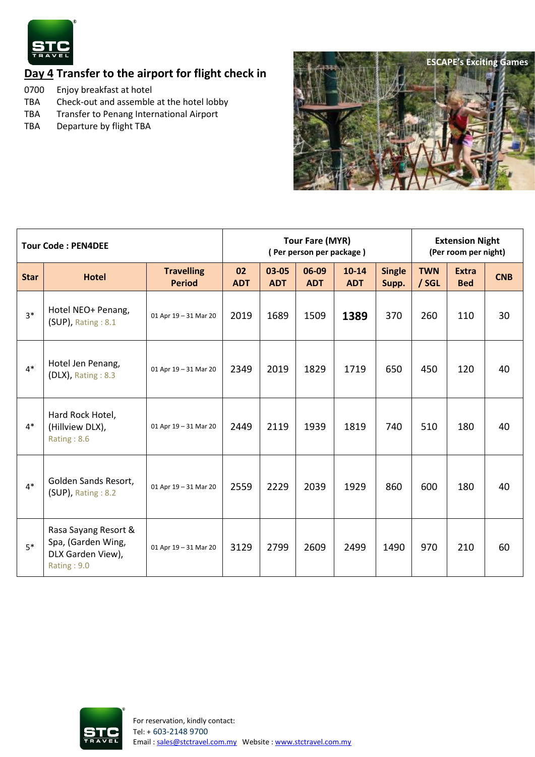## Day 4 Transfer to the airport for flight check in

| | |
|---|---|
| 0700 | Enjoy breakfast at hotel |
| TBA | Check-out and assemble at the hotel lobby |
| TBA | Transfer to Penang International Airport |
| TBA | Departure by flight TBA |

ESCAPE's Exciting Games

| Tour Code : PEN4DEE | | | Tour Fare (MYR) ( Per person per package ) | | | | | Extension Night (Per room per night) | | |
|---|---|---|---|---|---|---|---|---|---|---|
| **Star** | **Hotel** | **Travelling Period** | **02 ADT** | **03-05 ADT** | **06-09 ADT** | **10-14 ADT** | **Single Supp.** | **TWN / SGL** | **Extra Bed** | **CNB** |
| 3* | Hotel NEO+ Penang, (SUP), Rating : 8.1 | 01 Apr 19 – 31 Mar 20 | 2019 | 1689 | 1509 | **1389** | 370 | 260 | 110 | 30 |
| 4* | Hotel Jen Penang, (DLX), Rating : 8.3 | 01 Apr 19 – 31 Mar 20 | 2349 | 2019 | 1829 | 1719 | 650 | 450 | 120 | 40 |
| 4* | Hard Rock Hotel, (Hillview DLX), Rating : 8.6 | 01 Apr 19 – 31 Mar 20 | 2449 | 2119 | 1939 | 1819 | 740 | 510 | 180 | 40 |
| 4* | Golden Sands Resort, (SUP), Rating : 8.2 | 01 Apr 19 – 31 Mar 20 | 2559 | 2229 | 2039 | 1929 | 860 | 600 | 180 | 40 |
| 5* | Rasa Sayang Resort & Spa, (Garden Wing, DLX Garden View), Rating : 9.0 | 01 Apr 19 – 31 Mar 20 | 3129 | 2799 | 2609 | 2499 | 1490 | 970 | 210 | 60 |

For reservation, kindly contact:
Tel: + 603-2148 9700
Email : sales@stctravel.com.my Website : www.stctravel.com.my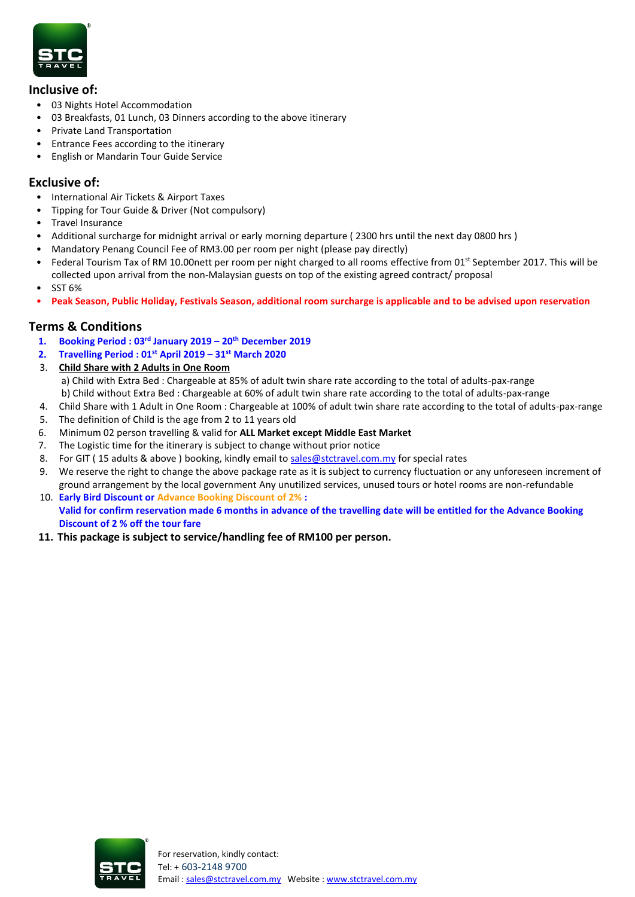## Inclusive of:

- 03 Nights Hotel Accommodation
- 03 Breakfasts, 01 Lunch, 03 Dinners according to the above itinerary
- Private Land Transportation
- Entrance Fees according to the itinerary
- English or Mandarin Tour Guide Service

## Exclusive of:

- International Air Tickets & Airport Taxes
- Tipping for Tour Guide & Driver (Not compulsory)
- Travel Insurance
- Additional surcharge for midnight arrival or early morning departure ( 2300 hrs until the next day 0800 hrs )
- Mandatory Penang Council Fee of RM3.00 per room per night (please pay directly)
- Federal Tourism Tax of RM 10.00nett per room per night charged to all rooms effective from 01st September 2017. This will be collected upon arrival from the non-Malaysian guests on top of the existing agreed contract/ proposal
- SST 6%
- **Peak Season, Public Holiday, Festivals Season, additional room surcharge is applicable and to be advised upon reservation**

## Terms & Conditions

1. **Booking Period : 03rd January 2019 – 20th December 2019**
2. **Travelling Period : 01st April 2019 – 31st March 2020**
3. **Child Share with 2 Adults in One Room**
   a) Child with Extra Bed : Chargeable at 85% of adult twin share rate according to the total of adults-pax-range
   b) Child without Extra Bed : Chargeable at 60% of adult twin share rate according to the total of adults-pax-range
4. Child Share with 1 Adult in One Room : Chargeable at 100% of adult twin share rate according to the total of adults-pax-range
5. The definition of Child is the age from 2 to 11 years old
6. Minimum 02 person travelling & valid for **ALL Market except Middle East Market**
7. The Logistic time for the itinerary is subject to change without prior notice
8. For GIT ( 15 adults & above ) booking, kindly email to sales@stctravel.com.my for special rates
9. We reserve the right to change the above package rate as it is subject to currency fluctuation or any unforeseen increment of ground arrangement by the local government Any unutilized services, unused tours or hotel rooms are non-refundable
10. **Early Bird Discount or Advance Booking Discount of 2% :**
    **Valid for confirm reservation made 6 months in advance of the travelling date will be entitled for the Advance Booking Discount of 2 % off the tour fare**
11. **This package is subject to service/handling fee of RM100 per person.**

For reservation, kindly contact:
Tel: + 603-2148 9700
Email : sales@stctravel.com.my Website : www.stctravel.com.my